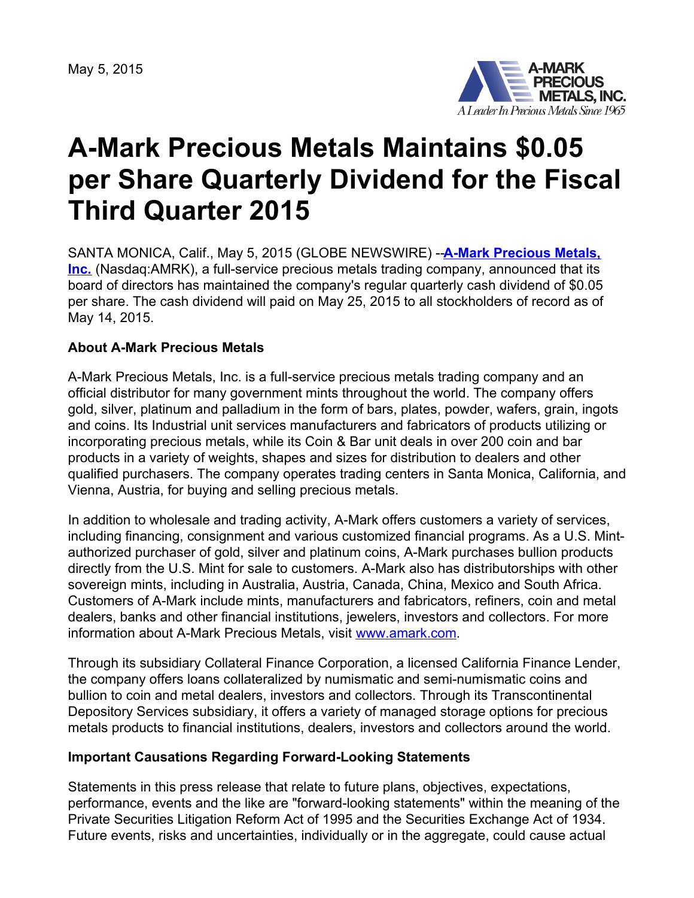May 5, 2015

A-MARK PRECIOUS METALS, INC.
A Leader In Precious Metals Since 1965

# A-Mark Precious Metals Maintains $0.05 per Share Quarterly Dividend for the Fiscal Third Quarter 2015

SANTA MONICA, Calif., May 5, 2015 (GLOBE NEWSWIRE) --**A-Mark Precious Metals, Inc.** (Nasdaq:AMRK), a full-service precious metals trading company, announced that its board of directors has maintained the company's regular quarterly cash dividend of $0.05 per share. The cash dividend will paid on May 25, 2015 to all stockholders of record as of May 14, 2015.

**About A-Mark Precious Metals**

A-Mark Precious Metals, Inc. is a full-service precious metals trading company and an official distributor for many government mints throughout the world. The company offers gold, silver, platinum and palladium in the form of bars, plates, powder, wafers, grain, ingots and coins. Its Industrial unit services manufacturers and fabricators of products utilizing or incorporating precious metals, while its Coin & Bar unit deals in over 200 coin and bar products in a variety of weights, shapes and sizes for distribution to dealers and other qualified purchasers. The company operates trading centers in Santa Monica, California, and Vienna, Austria, for buying and selling precious metals.

In addition to wholesale and trading activity, A-Mark offers customers a variety of services, including financing, consignment and various customized financial programs. As a U.S. Mint-authorized purchaser of gold, silver and platinum coins, A-Mark purchases bullion products directly from the U.S. Mint for sale to customers. A-Mark also has distributorships with other sovereign mints, including in Australia, Austria, Canada, China, Mexico and South Africa. Customers of A-Mark include mints, manufacturers and fabricators, refiners, coin and metal dealers, banks and other financial institutions, jewelers, investors and collectors. For more information about A-Mark Precious Metals, visit www.amark.com.

Through its subsidiary Collateral Finance Corporation, a licensed California Finance Lender, the company offers loans collateralized by numismatic and semi-numismatic coins and bullion to coin and metal dealers, investors and collectors. Through its Transcontinental Depository Services subsidiary, it offers a variety of managed storage options for precious metals products to financial institutions, dealers, investors and collectors around the world.

**Important Causations Regarding Forward-Looking Statements**

Statements in this press release that relate to future plans, objectives, expectations, performance, events and the like are "forward-looking statements" within the meaning of the Private Securities Litigation Reform Act of 1995 and the Securities Exchange Act of 1934. Future events, risks and uncertainties, individually or in the aggregate, could cause actual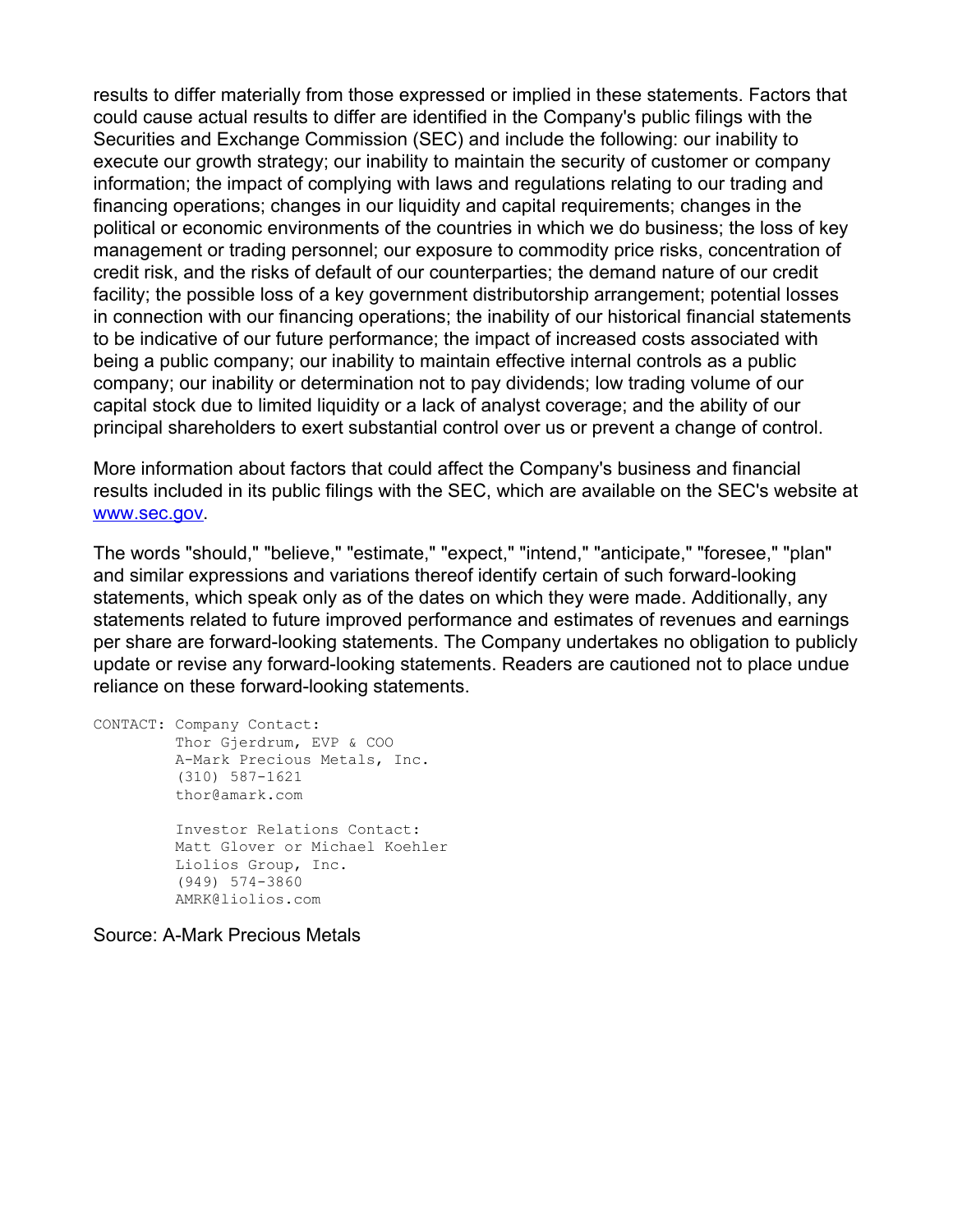results to differ materially from those expressed or implied in these statements. Factors that could cause actual results to differ are identified in the Company's public filings with the Securities and Exchange Commission (SEC) and include the following: our inability to execute our growth strategy; our inability to maintain the security of customer or company information; the impact of complying with laws and regulations relating to our trading and financing operations; changes in our liquidity and capital requirements; changes in the political or economic environments of the countries in which we do business; the loss of key management or trading personnel; our exposure to commodity price risks, concentration of credit risk, and the risks of default of our counterparties; the demand nature of our credit facility; the possible loss of a key government distributorship arrangement; potential losses in connection with our financing operations; the inability of our historical financial statements to be indicative of our future performance; the impact of increased costs associated with being a public company; our inability to maintain effective internal controls as a public company; our inability or determination not to pay dividends; low trading volume of our capital stock due to limited liquidity or a lack of analyst coverage; and the ability of our principal shareholders to exert substantial control over us or prevent a change of control.

More information about factors that could affect the Company's business and financial results included in its public filings with the SEC, which are available on the SEC's website at www.sec.gov.

The words "should," "believe," "estimate," "expect," "intend," "anticipate," "foresee," "plan" and similar expressions and variations thereof identify certain of such forward-looking statements, which speak only as of the dates on which they were made. Additionally, any statements related to future improved performance and estimates of revenues and earnings per share are forward-looking statements. The Company undertakes no obligation to publicly update or revise any forward-looking statements. Readers are cautioned not to place undue reliance on these forward-looking statements.

```
CONTACT: Company Contact:
         Thor Gjerdrum, EVP & COO
         A-Mark Precious Metals, Inc.
         (310) 587-1621
         thor@amark.com

         Investor Relations Contact:
         Matt Glover or Michael Koehler
         Liolios Group, Inc.
         (949) 574-3860
         AMRK@liolios.com
```

Source: A-Mark Precious Metals